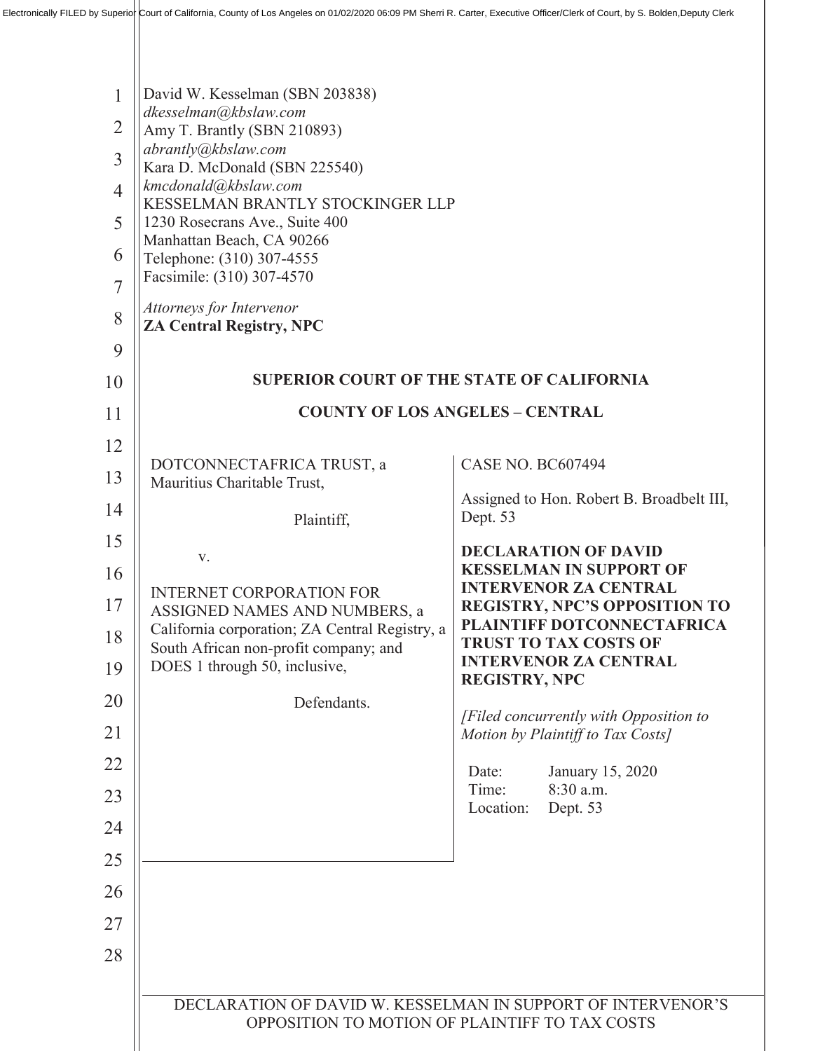Electronically FILED by Superior Court of California, County of Los Angeles on 01/02/2020 06:09 PM Sherri R. Carter, Executive Officer/Clerk of Court, by S. Bolden,Deputy Clerk

David W. Kesselman (SBN 203838)
*dkesselman@kbslaw.com*
Amy T. Brantly (SBN 210893)
*abrantly@kbslaw.com*
Kara D. McDonald (SBN 225540)
*kmcdonald@kbslaw.com*
KESSELMAN BRANTLY STOCKINGER LLP
1230 Rosecrans Ave., Suite 400
Manhattan Beach, CA 90266
Telephone: (310) 307-4555
Facsimile: (310) 307-4570

*Attorneys for Intervenor*
**ZA Central Registry, NPC**

**SUPERIOR COURT OF THE STATE OF CALIFORNIA**

**COUNTY OF LOS ANGELES – CENTRAL**

DOTCONNECTAFRICA TRUST, a Mauritius Charitable Trust,

Plaintiff,

v.

INTERNET CORPORATION FOR ASSIGNED NAMES AND NUMBERS, a California corporation; ZA Central Registry, a South African non-profit company; and DOES 1 through 50, inclusive,

Defendants.

CASE NO. BC607494

Assigned to Hon. Robert B. Broadbelt III, Dept. 53

**DECLARATION OF DAVID KESSELMAN IN SUPPORT OF INTERVENOR ZA CENTRAL REGISTRY, NPC'S OPPOSITION TO PLAINTIFF DOTCONNECTAFRICA TRUST TO TAX COSTS OF INTERVENOR ZA CENTRAL REGISTRY, NPC**

*[Filed concurrently with Opposition to Motion by Plaintiff to Tax Costs]*

Date: January 15, 2020
Time: 8:30 a.m.
Location: Dept. 53

DECLARATION OF DAVID W. KESSELMAN IN SUPPORT OF INTERVENOR'S OPPOSITION TO MOTION OF PLAINTIFF TO TAX COSTS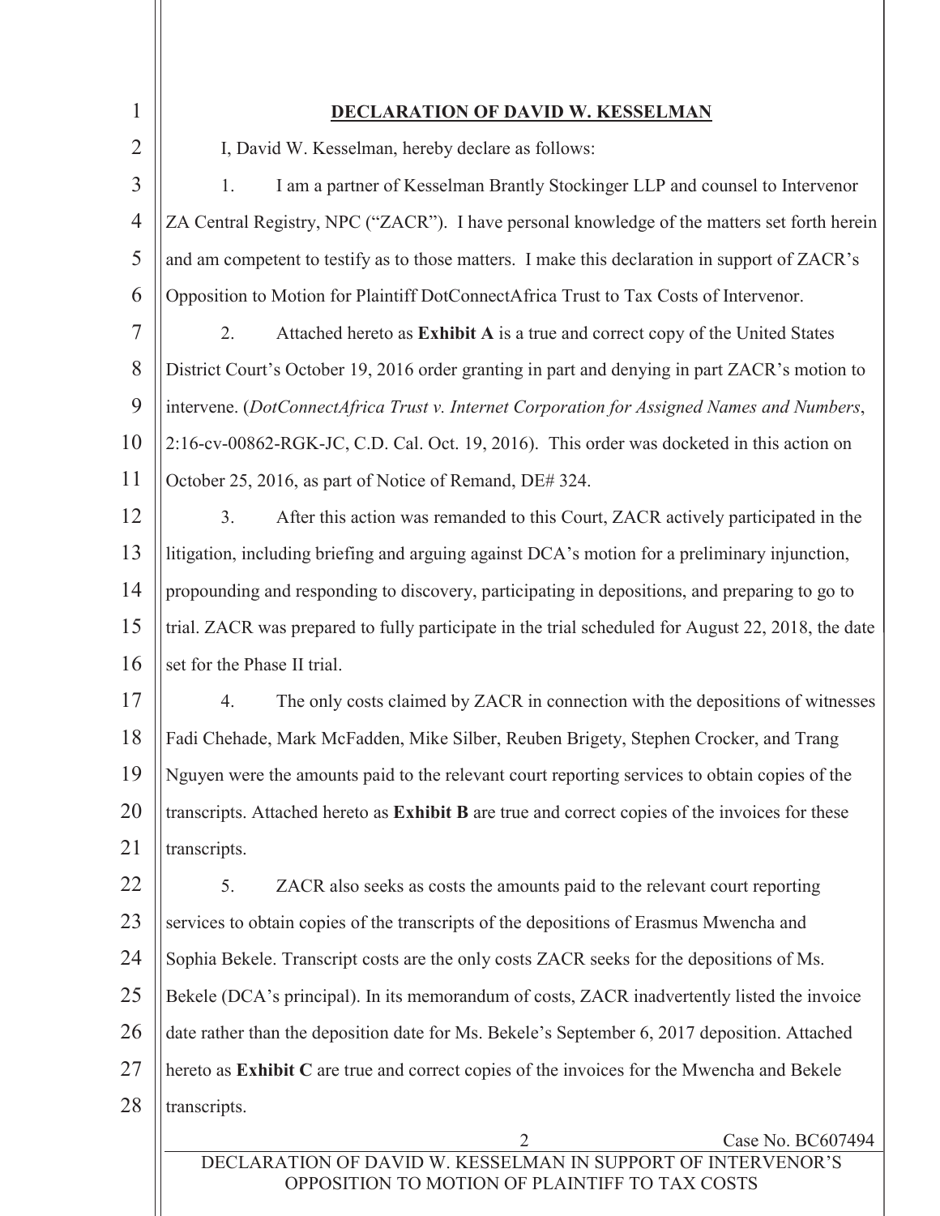## DECLARATION OF DAVID W. KESSELMAN

I, David W. Kesselman, hereby declare as follows:

1. I am a partner of Kesselman Brantly Stockinger LLP and counsel to Intervenor ZA Central Registry, NPC ("ZACR"). I have personal knowledge of the matters set forth herein and am competent to testify as to those matters. I make this declaration in support of ZACR's Opposition to Motion for Plaintiff DotConnectAfrica Trust to Tax Costs of Intervenor.

2. Attached hereto as **Exhibit A** is a true and correct copy of the United States District Court's October 19, 2016 order granting in part and denying in part ZACR's motion to intervene. (*DotConnectAfrica Trust v. Internet Corporation for Assigned Names and Numbers*, 2:16-cv-00862-RGK-JC, C.D. Cal. Oct. 19, 2016). This order was docketed in this action on October 25, 2016, as part of Notice of Remand, DE# 324.

3. After this action was remanded to this Court, ZACR actively participated in the litigation, including briefing and arguing against DCA's motion for a preliminary injunction, propounding and responding to discovery, participating in depositions, and preparing to go to trial. ZACR was prepared to fully participate in the trial scheduled for August 22, 2018, the date set for the Phase II trial.

4. The only costs claimed by ZACR in connection with the depositions of witnesses Fadi Chehade, Mark McFadden, Mike Silber, Reuben Brigety, Stephen Crocker, and Trang Nguyen were the amounts paid to the relevant court reporting services to obtain copies of the transcripts. Attached hereto as **Exhibit B** are true and correct copies of the invoices for these transcripts.

5. ZACR also seeks as costs the amounts paid to the relevant court reporting services to obtain copies of the transcripts of the depositions of Erasmus Mwencha and Sophia Bekele. Transcript costs are the only costs ZACR seeks for the depositions of Ms. Bekele (DCA's principal). In its memorandum of costs, ZACR inadvertently listed the invoice date rather than the deposition date for Ms. Bekele's September 6, 2017 deposition. Attached hereto as **Exhibit C** are true and correct copies of the invoices for the Mwencha and Bekele transcripts.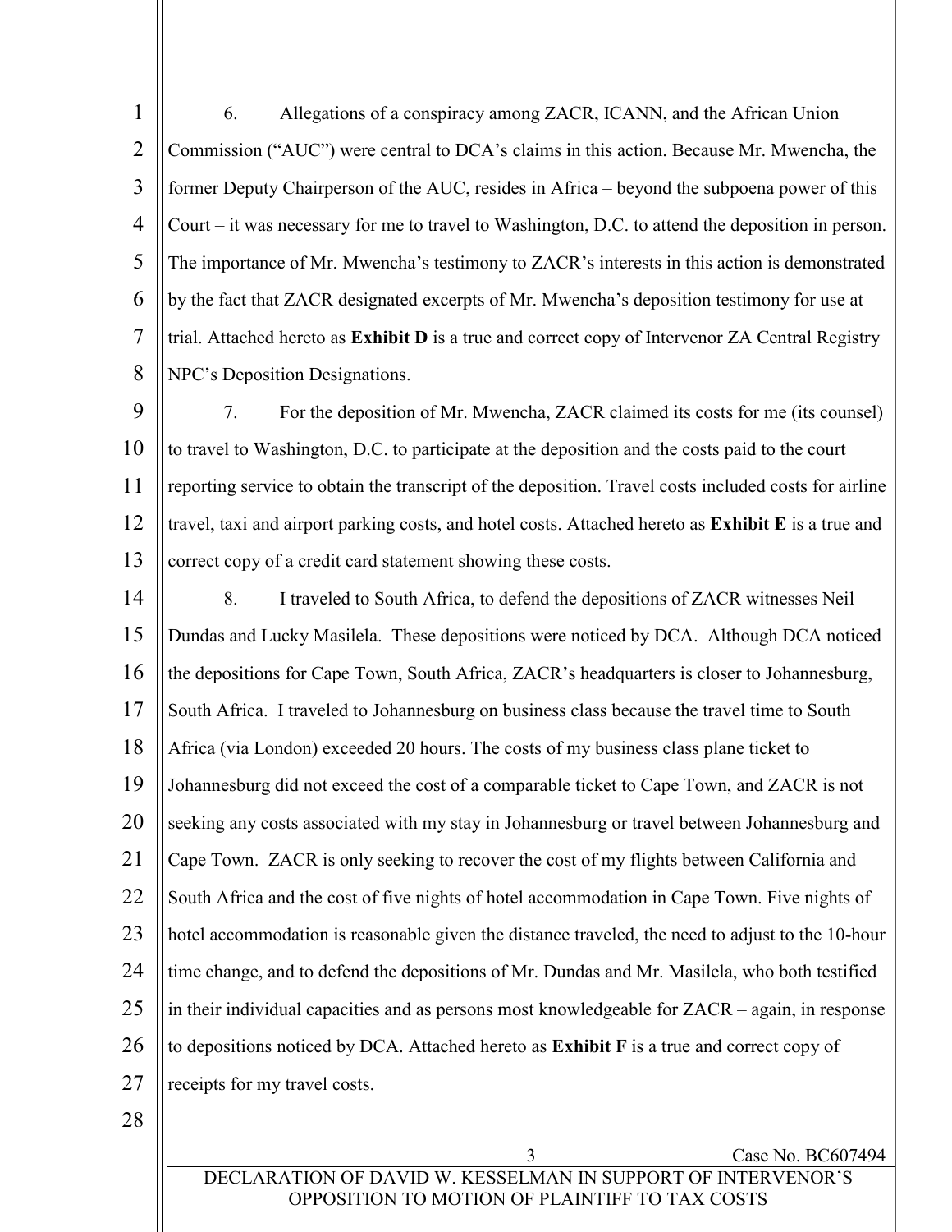6. Allegations of a conspiracy among ZACR, ICANN, and the African Union Commission ("AUC") were central to DCA's claims in this action. Because Mr. Mwencha, the former Deputy Chairperson of the AUC, resides in Africa – beyond the subpoena power of this Court – it was necessary for me to travel to Washington, D.C. to attend the deposition in person. The importance of Mr. Mwencha's testimony to ZACR's interests in this action is demonstrated by the fact that ZACR designated excerpts of Mr. Mwencha's deposition testimony for use at trial. Attached hereto as **Exhibit D** is a true and correct copy of Intervenor ZA Central Registry NPC's Deposition Designations.

7. For the deposition of Mr. Mwencha, ZACR claimed its costs for me (its counsel) to travel to Washington, D.C. to participate at the deposition and the costs paid to the court reporting service to obtain the transcript of the deposition. Travel costs included costs for airline travel, taxi and airport parking costs, and hotel costs. Attached hereto as **Exhibit E** is a true and correct copy of a credit card statement showing these costs.

8. I traveled to South Africa, to defend the depositions of ZACR witnesses Neil Dundas and Lucky Masilela. These depositions were noticed by DCA. Although DCA noticed the depositions for Cape Town, South Africa, ZACR's headquarters is closer to Johannesburg, South Africa. I traveled to Johannesburg on business class because the travel time to South Africa (via London) exceeded 20 hours. The costs of my business class plane ticket to Johannesburg did not exceed the cost of a comparable ticket to Cape Town, and ZACR is not seeking any costs associated with my stay in Johannesburg or travel between Johannesburg and Cape Town. ZACR is only seeking to recover the cost of my flights between California and South Africa and the cost of five nights of hotel accommodation in Cape Town. Five nights of hotel accommodation is reasonable given the distance traveled, the need to adjust to the 10-hour time change, and to defend the depositions of Mr. Dundas and Mr. Masilela, who both testified in their individual capacities and as persons most knowledgeable for ZACR – again, in response to depositions noticed by DCA. Attached hereto as **Exhibit F** is a true and correct copy of receipts for my travel costs.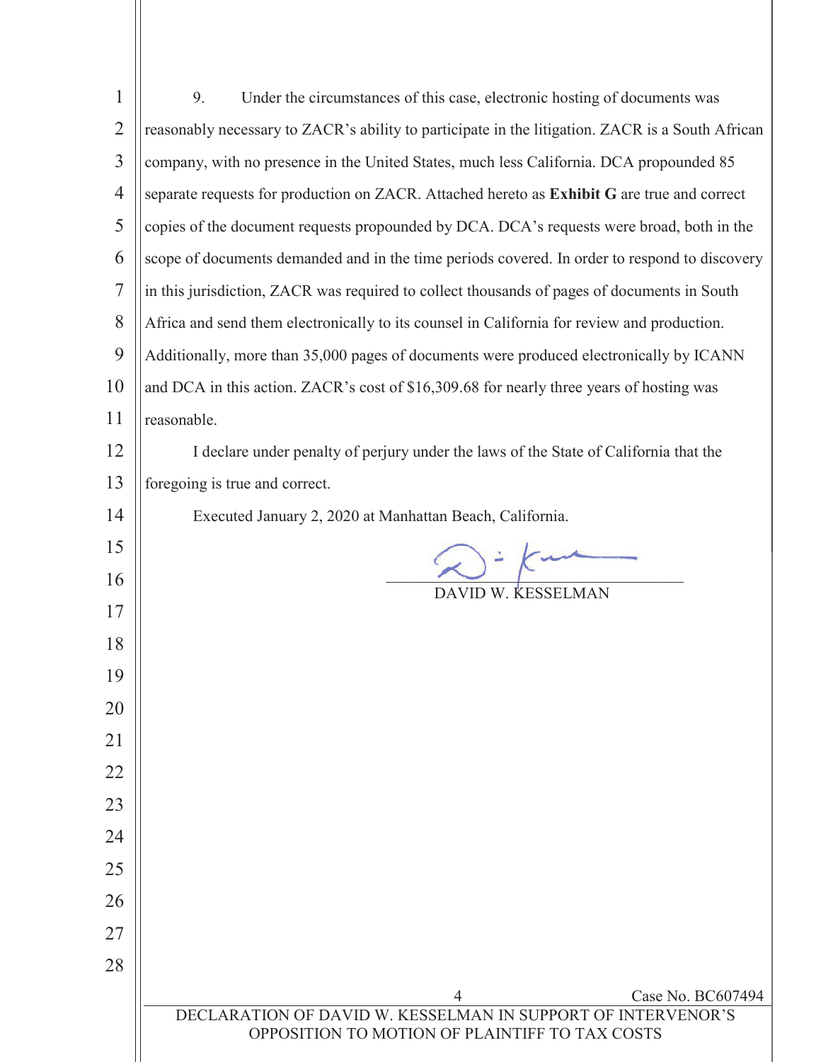9. Under the circumstances of this case, electronic hosting of documents was reasonably necessary to ZACR's ability to participate in the litigation. ZACR is a South African company, with no presence in the United States, much less California. DCA propounded 85 separate requests for production on ZACR. Attached hereto as **Exhibit G** are true and correct copies of the document requests propounded by DCA. DCA's requests were broad, both in the scope of documents demanded and in the time periods covered. In order to respond to discovery in this jurisdiction, ZACR was required to collect thousands of pages of documents in South Africa and send them electronically to its counsel in California for review and production. Additionally, more than 35,000 pages of documents were produced electronically by ICANN and DCA in this action. ZACR's cost of $16,309.68 for nearly three years of hosting was reasonable.

I declare under penalty of perjury under the laws of the State of California that the foregoing is true and correct.

Executed January 2, 2020 at Manhattan Beach, California.

DAVID W. KESSELMAN